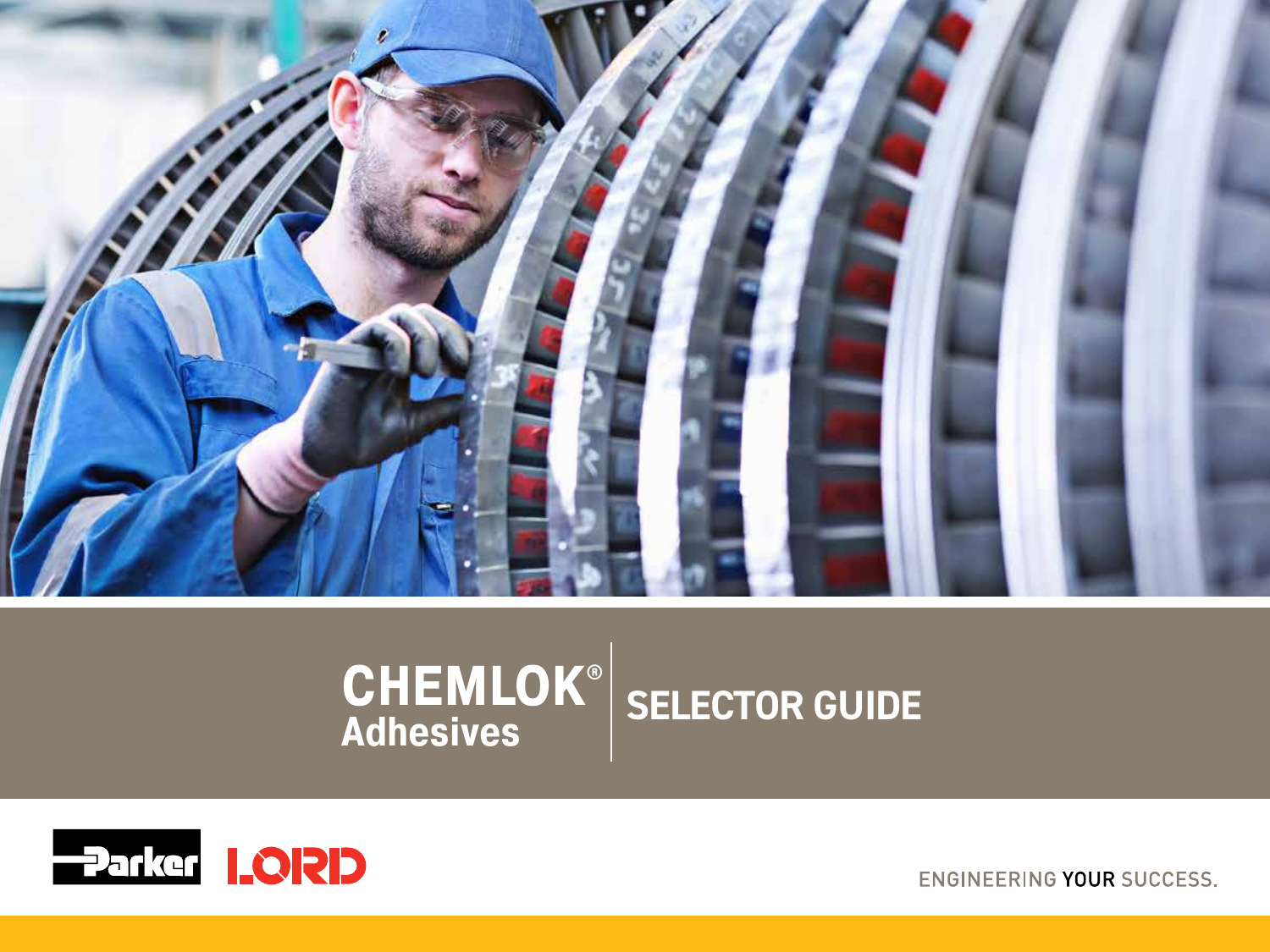# CHEMLOK® Adhesives

## SELECTOR GUIDE

Parker LORD

ENGINEERING YOUR SUCCESS.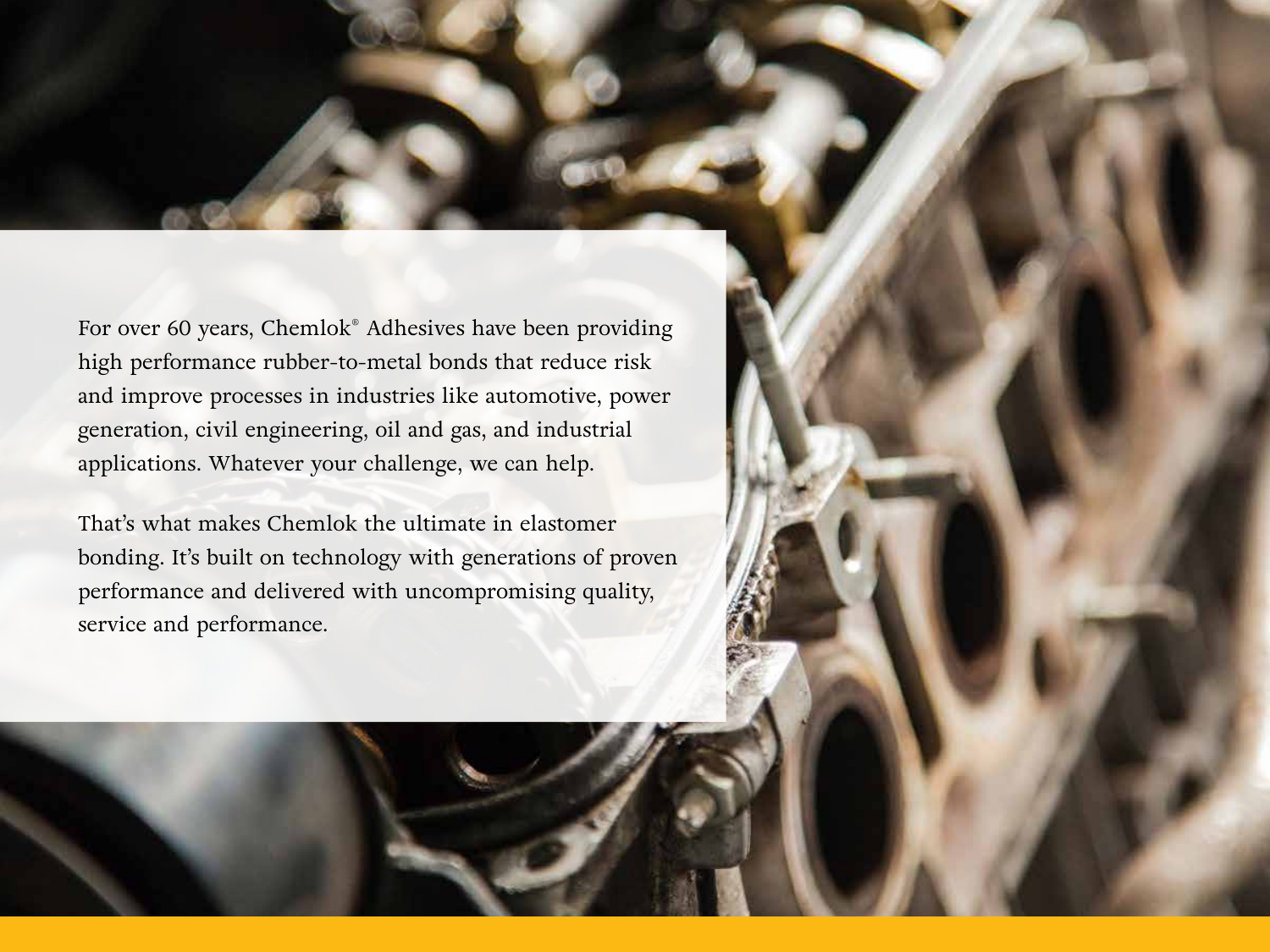For over 60 years, Chemlok® Adhesives have been providing high performance rubber-to-metal bonds that reduce risk and improve processes in industries like automotive, power generation, civil engineering, oil and gas, and industrial applications. Whatever your challenge, we can help.

That's what makes Chemlok the ultimate in elastomer bonding. It's built on technology with generations of proven performance and delivered with uncompromising quality, service and performance.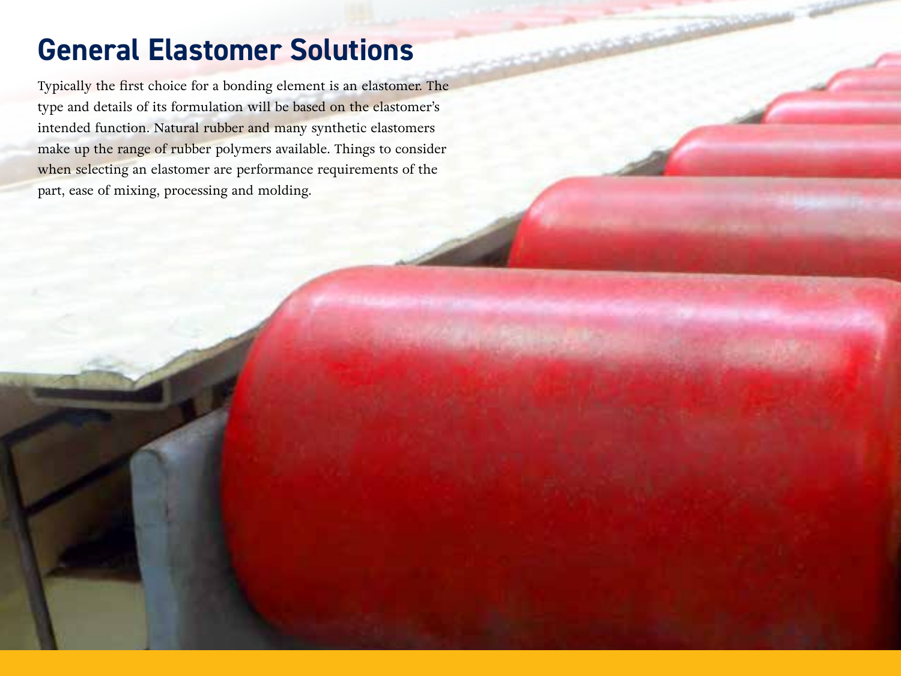# General Elastomer Solutions

Typically the first choice for a bonding element is an elastomer. The type and details of its formulation will be based on the elastomer's intended function. Natural rubber and many synthetic elastomers make up the range of rubber polymers available. Things to consider when selecting an elastomer are performance requirements of the part, ease of mixing, processing and molding.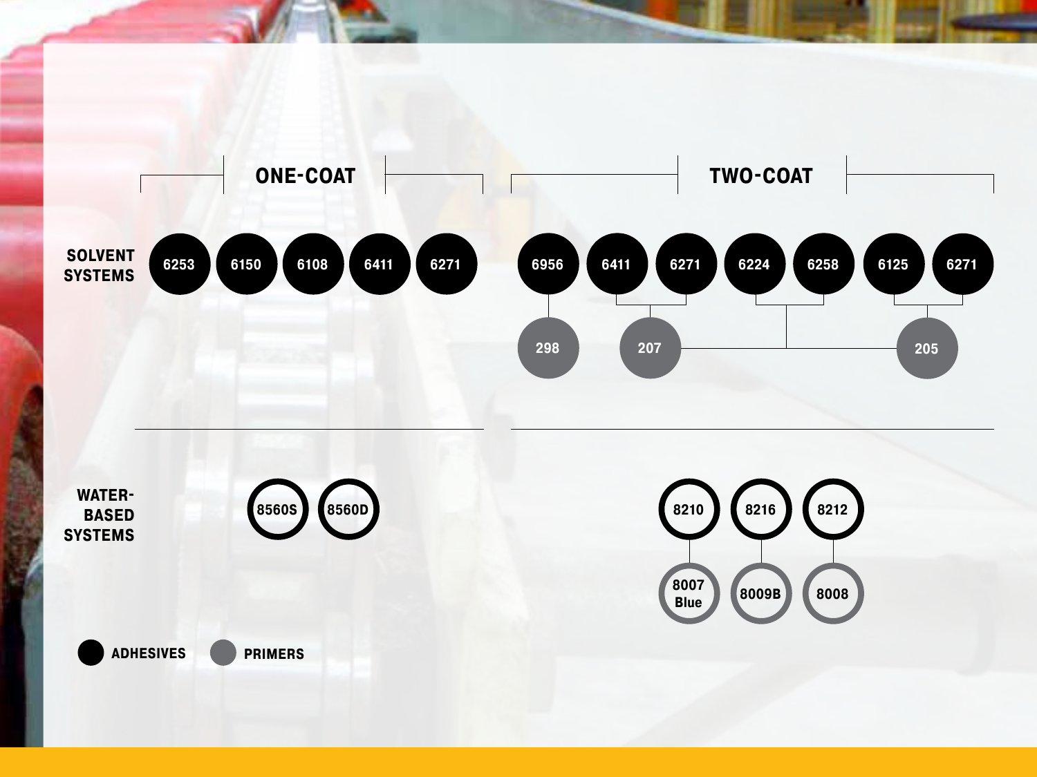| | ONE-COAT | TWO-COAT |
|---|---|---|
| **SOLVENT SYSTEMS** | 6253, 6150, 6108, 6411, 6271 | 6956 + 298<br>6411, 6271 + 207<br>6224, 6258 + 207 or 205<br>6125, 6271 + 205 |
| **WATER-BASED SYSTEMS** | 8560S, 8560D | 8210 + 8007 Blue<br>8216 + 8009B<br>8212 + 8008 |

**Legend:**

- ADHESIVES: 6253, 6150, 6108, 6411, 6271, 6956, 6224, 6258, 6125, 8560S, 8560D, 8210, 8216, 8212
- PRIMERS: 298, 207, 205, 8007 Blue, 8009B, 8008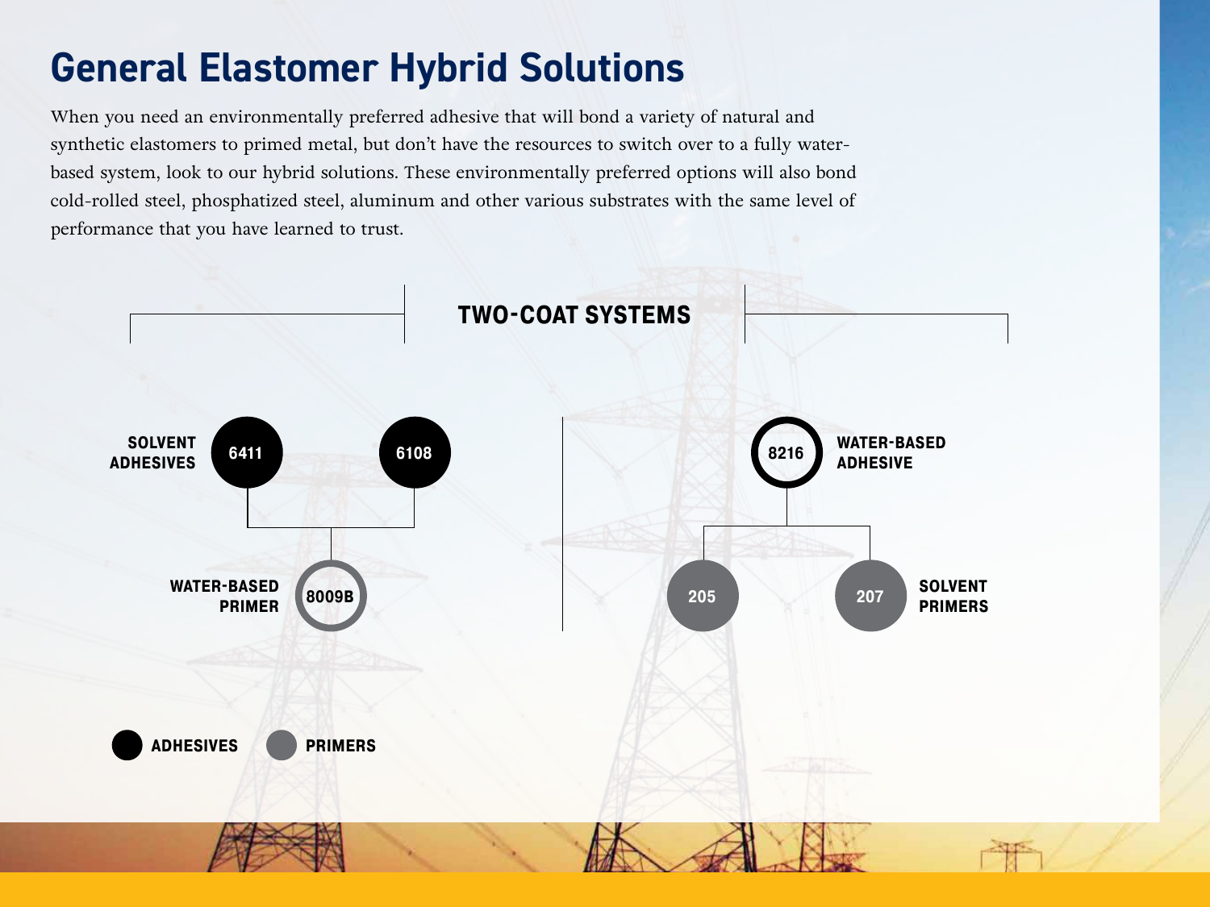# General Elastomer Hybrid Solutions

When you need an environmentally preferred adhesive that will bond a variety of natural and synthetic elastomers to primed metal, but don't have the resources to switch over to a fully water-based system, look to our hybrid solutions. These environmentally preferred options will also bond cold-rolled steel, phosphatized steel, aluminum and other various substrates with the same level of performance that you have learned to trust.

## TWO-COAT SYSTEMS

**SOLVENT ADHESIVES**: 6411, 6108

**WATER-BASED PRIMER**: 8009B

**WATER-BASED ADHESIVE**: 8216

**SOLVENT PRIMERS**: 205, 207

ADHESIVES   PRIMERS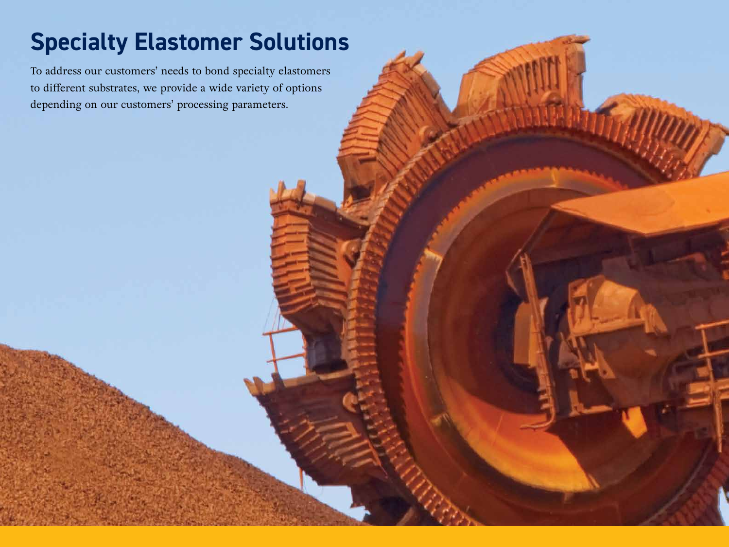# Specialty Elastomer Solutions

To address our customers' needs to bond specialty elastomers to different substrates, we provide a wide variety of options depending on our customers' processing parameters.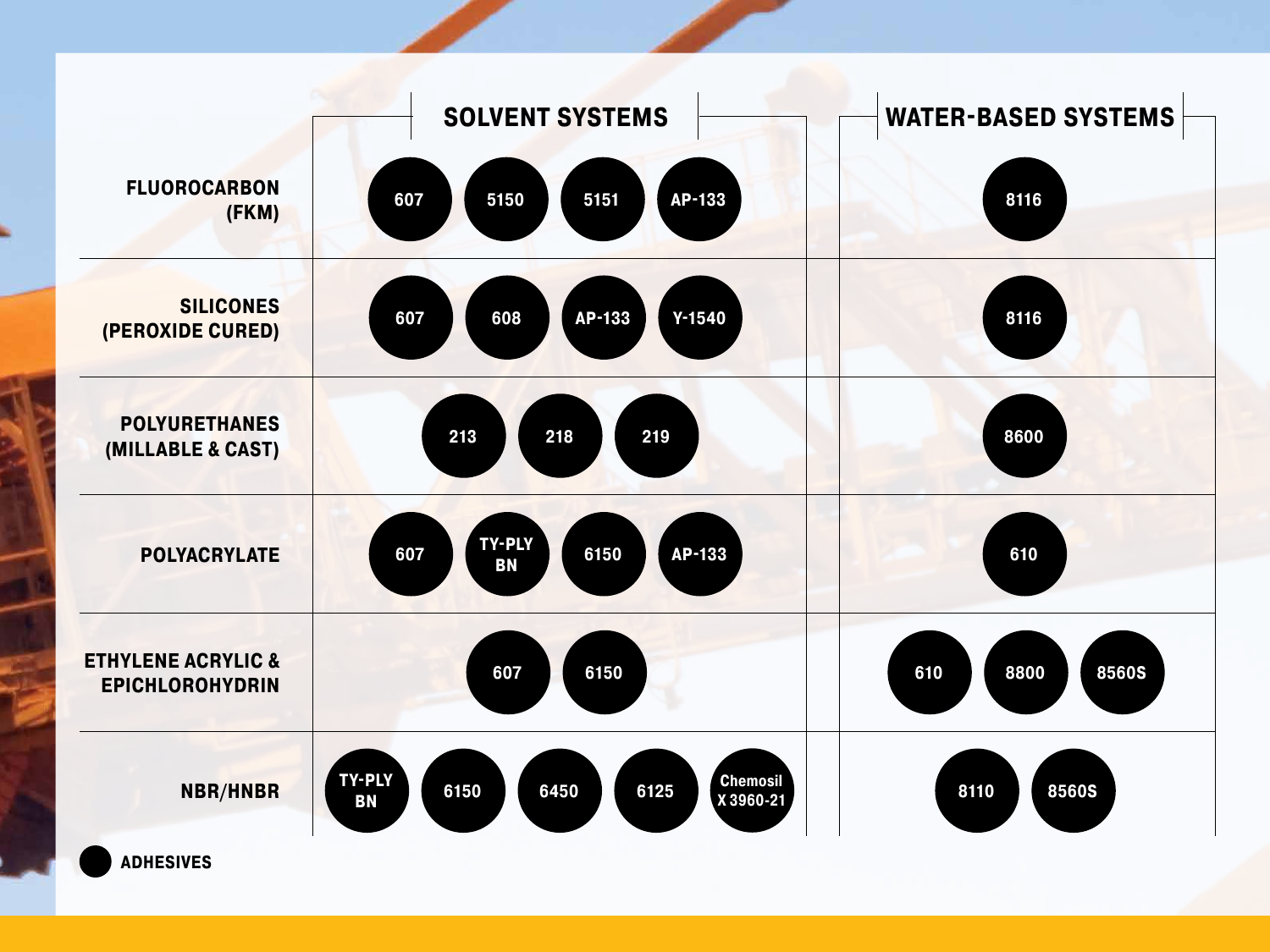| | SOLVENT SYSTEMS | WATER-BASED SYSTEMS |
|---|---|---|
| **FLUOROCARBON (FKM)** | 607, 5150, 5151, AP-133 | 8116 |
| **SILICONES (PEROXIDE CURED)** | 607, 608, AP-133, Y-1540 | 8116 |
| **POLYURETHANES (MILLABLE & CAST)** | 213, 218, 219 | 8600 |
| **POLYACRYLATE** | 607, TY-PLY BN, 6150, AP-133 | 610 |
| **ETHYLENE ACRYLIC & EPICHLOROHYDRIN** | 607, 6150 | 610, 8800, 8560S |
| **NBR/HNBR** | TY-PLY BN, 6150, 6450, 6125, Chemosil X 3960-21 | 8110, 8560S |

● ADHESIVES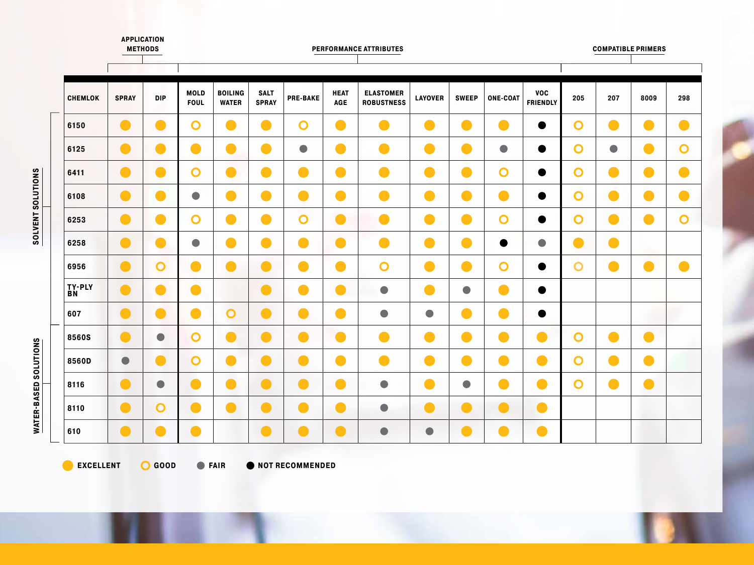| | CHEMLOK | APPLICATION METHODS | | PERFORMANCE ATTRIBUTES | | | | | | | | | | COMPATIBLE PRIMERS | | | |
|---|---|---|---|---|---|---|---|---|---|---|---|---|---|---|---|---|---|
| | | SPRAY | DIP | MOLD FOUL | BOILING WATER | SALT SPRAY | PRE-BAKE | HEAT AGE | ELASTOMER ROBUSTNESS | LAYOVER | SWEEP | ONE-COAT | VOC FRIENDLY | 205 | 207 | 8009 | 298 |
| SOLVENT SOLUTIONS | 6150 | Excellent | Excellent | Good | Excellent | Excellent | Good | Excellent | Excellent | Excellent | Excellent | Excellent | Not Recommended | Good | Excellent | Excellent | Excellent |
| | 6125 | Excellent | Excellent | Excellent | Excellent | Excellent | Fair | Excellent | Excellent | Excellent | Excellent | Fair | Not Recommended | Good | Fair | Excellent | Good |
| | 6411 | Excellent | Excellent | Good | Excellent | Excellent | Excellent | Excellent | Excellent | Excellent | Excellent | Good | Not Recommended | Good | Excellent | Excellent | Excellent |
| | 6108 | Excellent | Excellent | Fair | Excellent | Excellent | Excellent | Excellent | Excellent | Excellent | Excellent | Excellent | Not Recommended | Good | Excellent | Excellent | Excellent |
| | 6253 | Excellent | Excellent | Good | Excellent | Excellent | Good | Excellent | Excellent | Excellent | Excellent | Good | Not Recommended | Good | Excellent | Excellent | Good |
| | 6258 | Excellent | Excellent | Fair | Excellent | Excellent | Excellent | Excellent | Excellent | Excellent | Excellent | Not Recommended | Fair | Excellent | Excellent | | |
| | 6956 | Excellent | Good | Excellent | Excellent | Excellent | Excellent | Excellent | Good | Excellent | Excellent | Good | Not Recommended | Good | Excellent | Excellent | Excellent |
| | TY-PLY BN | Excellent | Excellent | Excellent | | Excellent | Excellent | Excellent | Fair | Excellent | Fair | Excellent | Not Recommended | | | | |
| | 607 | Excellent | Excellent | Excellent | Good | Excellent | Excellent | Excellent | Fair | Fair | Excellent | Excellent | Not Recommended | | | | |
| WATER-BASED SOLUTIONS | 8560S | Excellent | Fair | Good | Excellent | Excellent | Excellent | Excellent | Excellent | Excellent | Excellent | Excellent | Excellent | Good | Excellent | Excellent | |
| | 8560D | Fair | Excellent | Good | Excellent | Excellent | Excellent | Excellent | Excellent | Excellent | Excellent | Excellent | Excellent | Good | Excellent | Excellent | |
| | 8116 | Excellent | Fair | Excellent | Excellent | Excellent | Excellent | Excellent | Fair | Excellent | Fair | Excellent | Excellent | Good | Excellent | Excellent | |
| | 8110 | Excellent | Good | Excellent | Excellent | Excellent | Excellent | Excellent | Fair | Excellent | Excellent | Excellent | Excellent | | | | |
| | 610 | Excellent | Excellent | Excellent | | Excellent | Excellent | Excellent | Fair | Fair | Excellent | Excellent | Excellent | | | | |

EXCELLENT   GOOD   FAIR   NOT RECOMMENDED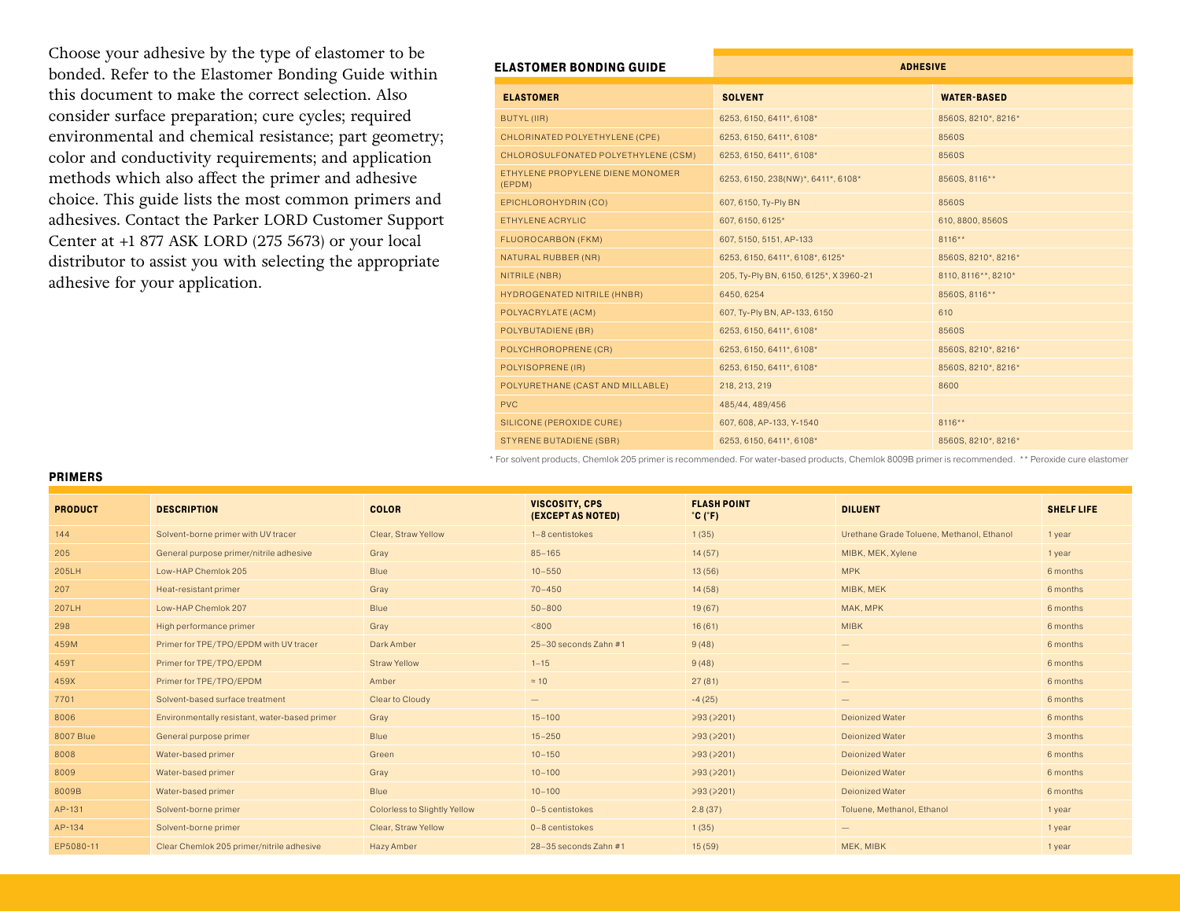Choose your adhesive by the type of elastomer to be bonded. Refer to the Elastomer Bonding Guide within this document to make the correct selection. Also consider surface preparation; cure cycles; required environmental and chemical resistance; part geometry; color and conductivity requirements; and application methods which also affect the primer and adhesive choice. This guide lists the most common primers and adhesives. Contact the Parker LORD Customer Support Center at +1 877 ASK LORD (275 5673) or your local distributor to assist you with selecting the appropriate adhesive for your application.

## ELASTOMER BONDING GUIDE

| | ADHESIVE | |
|---|---|---|
| **ELASTOMER** | **SOLVENT** | **WATER-BASED** |
| BUTYL (IIR) | 6253, 6150, 6411*, 6108* | 8560S, 8210*, 8216* |
| CHLORINATED POLYETHYLENE (CPE) | 6253, 6150, 6411*, 6108* | 8560S |
| CHLOROSULFONATED POLYETHYLENE (CSM) | 6253, 6150, 6411*, 6108* | 8560S |
| ETHYLENE PROPYLENE DIENE MONOMER (EPDM) | 6253, 6150, 238(NW)*, 6411*, 6108* | 8560S, 8116** |
| EPICHLOROHYDRIN (CO) | 607, 6150, Ty-Ply BN | 8560S |
| ETHYLENE ACRYLIC | 607, 6150, 6125* | 610, 8800, 8560S |
| FLUOROCARBON (FKM) | 607, 5150, 5151, AP-133 | 8116** |
| NATURAL RUBBER (NR) | 6253, 6150, 6411*, 6108*, 6125* | 8560S, 8210*, 8216* |
| NITRILE (NBR) | 205, Ty-Ply BN, 6150, 6125*, X3960-21 | 8110, 8116**, 8210* |
| HYDROGENATED NITRILE (HNBR) | 6450, 6254 | 8560S, 8116** |
| POLYACRYLATE (ACM) | 607, Ty-Ply BN, AP-133, 6150 | 610 |
| POLYBUTADIENE (BR) | 6253, 6150, 6411*, 6108* | 8560S |
| POLYCHROROPRENE (CR) | 6253, 6150, 6411*, 6108* | 8560S, 8210*, 8216* |
| POLYISOPRENE (IR) | 6253, 6150, 6411*, 6108* | 8560S, 8210*, 8216* |
| POLYURETHANE (CAST AND MILLABLE) | 218, 213, 219 | 8600 |
| PVC | 485/44, 489/456 | |
| SILICONE (PEROXIDE CURE) | 607, 608, AP-133, Y-1540 | 8116** |
| STYRENE BUTADIENE (SBR) | 6253, 6150, 6411*, 6108* | 8560S, 8210*, 8216* |

\* For solvent products, Chemlok 205 primer is recommended. For water-based products, Chemlok 8009B primer is recommended. ** Peroxide cure elastomer

## PRIMERS

| PRODUCT | DESCRIPTION | COLOR | VISCOSITY, CPS (EXCEPT AS NOTED) | FLASH POINT °C (°F) | DILUENT | SHELF LIFE |
|---|---|---|---|---|---|---|
| 144 | Solvent-borne primer with UV tracer | Clear, Straw Yellow | 1–8 centistokes | 1 (35) | Urethane Grade Toluene, Methanol, Ethanol | 1 year |
| 205 | General purpose primer/nitrile adhesive | Gray | 85–165 | 14 (57) | MIBK, MEK, Xylene | 1 year |
| 205LH | Low-HAP Chemlok 205 | Blue | 10–550 | 13 (56) | MPK | 6 months |
| 207 | Heat-resistant primer | Gray | 70–450 | 14 (58) | MIBK, MEK | 6 months |
| 207LH | Low-HAP Chemlok 207 | Blue | 50–800 | 19 (67) | MAK, MPK | 6 months |
| 298 | High performance primer | Gray | <800 | 16 (61) | MIBK | 6 months |
| 459M | Primer for TPE/TPO/EPDM with UV tracer | Dark Amber | 25–30 seconds Zahn #1 | 9 (48) | — | 6 months |
| 459T | Primer for TPE/TPO/EPDM | Straw Yellow | 1–15 | 9 (48) | — | 6 months |
| 459X | Primer for TPE/TPO/EPDM | Amber | ≈ 10 | 27 (81) | — | 6 months |
| 7701 | Solvent-based surface treatment | Clear to Cloudy | — | -4 (25) | — | 6 months |
| 8006 | Environmentally resistant, water-based primer | Gray | 15–100 | ≥93 (≥201) | Deionized Water | 6 months |
| 8007 Blue | General purpose primer | Blue | 15–250 | ≥93 (≥201) | Deionized Water | 3 months |
| 8008 | Water-based primer | Green | 10–150 | ≥93 (≥201) | Deionized Water | 6 months |
| 8009 | Water-based primer | Gray | 10–100 | ≥93 (≥201) | Deionized Water | 6 months |
| 8009B | Water-based primer | Blue | 10–100 | ≥93 (≥201) | Deionized Water | 6 months |
| AP-131 | Solvent-borne primer | Colorless to Slightly Yellow | 0–5 centistokes | 2.8 (37) | Toluene, Methanol, Ethanol | 1 year |
| AP-134 | Solvent-borne primer | Clear, Straw Yellow | 0–8 centistokes | 1 (35) | — | 1 year |
| EP5080-11 | Clear Chemlok 205 primer/nitrile adhesive | Hazy Amber | 28–35 seconds Zahn #1 | 15 (59) | MEK, MIBK | 1 year |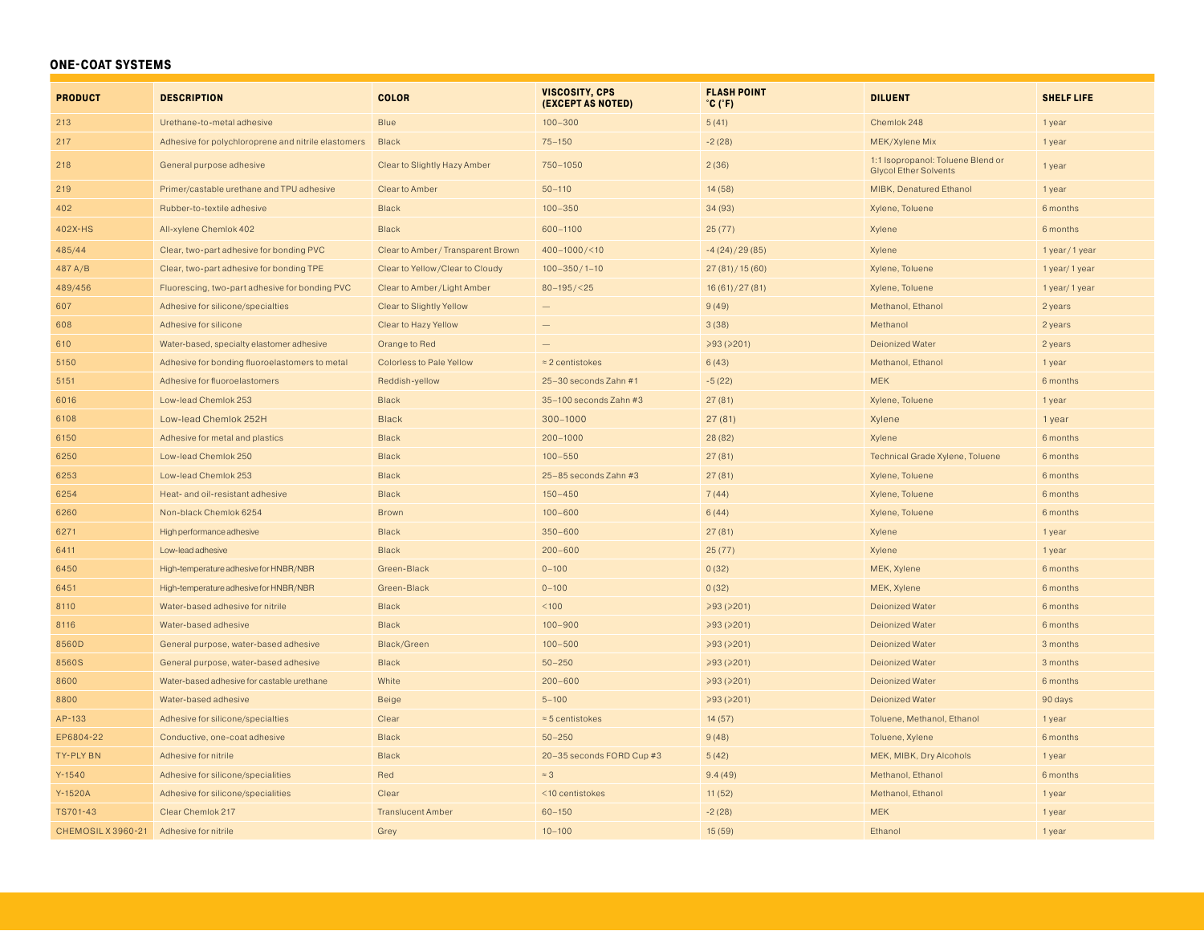## ONE-COAT SYSTEMS

| PRODUCT | DESCRIPTION | COLOR | VISCOSITY, CPS (EXCEPT AS NOTED) | FLASH POINT °C (°F) | DILUENT | SHELF LIFE |
|---|---|---|---|---|---|---|
| 213 | Urethane-to-metal adhesive | Blue | 100–300 | 5 (41) | Chemlok 248 | 1 year |
| 217 | Adhesive for polychloroprene and nitrile elastomers | Black | 75–150 | -2 (28) | MEK/Xylene Mix | 1 year |
| 218 | General purpose adhesive | Clear to Slightly Hazy Amber | 750–1050 | 2 (36) | 1:1 Isopropanol: Toluene Blend or Glycol Ether Solvents | 1 year |
| 219 | Primer/castable urethane and TPU adhesive | Clear to Amber | 50–110 | 14 (58) | MIBK, Denatured Ethanol | 1 year |
| 402 | Rubber-to-textile adhesive | Black | 100–350 | 34 (93) | Xylene, Toluene | 6 months |
| 402X-HS | All-xylene Chemlok 402 | Black | 600–1100 | 25 (77) | Xylene | 6 months |
| 485/44 | Clear, two-part adhesive for bonding PVC | Clear to Amber / Transparent Brown | 400–1000 / <10 | -4 (24) / 29 (85) | Xylene | 1 year / 1 year |
| 487 A/B | Clear, two-part adhesive for bonding TPE | Clear to Yellow / Clear to Cloudy | 100–350 / 1–10 | 27 (81) / 15 (60) | Xylene, Toluene | 1 year/ 1 year |
| 489/456 | Fluorescing, two-part adhesive for bonding PVC | Clear to Amber / Light Amber | 80–195 / <25 | 16 (61) / 27 (81) | Xylene, Toluene | 1 year/ 1 year |
| 607 | Adhesive for silicone/specialties | Clear to Slightly Yellow | — | 9 (49) | Methanol, Ethanol | 2 years |
| 608 | Adhesive for silicone | Clear to Hazy Yellow | — | 3 (38) | Methanol | 2 years |
| 610 | Water-based, specialty elastomer adhesive | Orange to Red | — | ≥93 (≥201) | Deionized Water | 2 years |
| 5150 | Adhesive for bonding fluoroelastomers to metal | Colorless to Pale Yellow | ≈ 2 centistokes | 6 (43) | Methanol, Ethanol | 1 year |
| 5151 | Adhesive for fluoroelastomers | Reddish-yellow | 25–30 seconds Zahn #1 | -5 (22) | MEK | 6 months |
| 6016 | Low-lead Chemlok 253 | Black | 35–100 seconds Zahn #3 | 27 (81) | Xylene, Toluene | 1 year |
| 6108 | Low-lead Chemlok 252H | Black | 300–1000 | 27 (81) | Xylene | 1 year |
| 6150 | Adhesive for metal and plastics | Black | 200–1000 | 28 (82) | Xylene | 6 months |
| 6250 | Low-lead Chemlok 250 | Black | 100–550 | 27 (81) | Technical Grade Xylene, Toluene | 6 months |
| 6253 | Low-lead Chemlok 253 | Black | 25–85 seconds Zahn #3 | 27 (81) | Xylene, Toluene | 6 months |
| 6254 | Heat- and oil-resistant adhesive | Black | 150–450 | 7 (44) | Xylene, Toluene | 6 months |
| 6260 | Non-black Chemlok 6254 | Brown | 100–600 | 6 (44) | Xylene, Toluene | 6 months |
| 6271 | High performance adhesive | Black | 350–600 | 27 (81) | Xylene | 1 year |
| 6411 | Low-lead adhesive | Black | 200–600 | 25 (77) | Xylene | 1 year |
| 6450 | High-temperature adhesive for HNBR/NBR | Green-Black | 0–100 | 0 (32) | MEK, Xylene | 6 months |
| 6451 | High-temperature adhesive for HNBR/NBR | Green-Black | 0–100 | 0 (32) | MEK, Xylene | 6 months |
| 8110 | Water-based adhesive for nitrile | Black | <100 | ≥93 (≥201) | Deionized Water | 6 months |
| 8116 | Water-based adhesive | Black | 100–900 | ≥93 (≥201) | Deionized Water | 6 months |
| 8560D | General purpose, water-based adhesive | Black/Green | 100–500 | ≥93 (≥201) | Deionized Water | 3 months |
| 8560S | General purpose, water-based adhesive | Black | 50–250 | ≥93 (≥201) | Deionized Water | 3 months |
| 8600 | Water-based adhesive for castable urethane | White | 200–600 | ≥93 (≥201) | Deionized Water | 6 months |
| 8800 | Water-based adhesive | Beige | 5–100 | ≥93 (≥201) | Deionized Water | 90 days |
| AP-133 | Adhesive for silicone/specialties | Clear | ≈ 5 centistokes | 14 (57) | Toluene, Methanol, Ethanol | 1 year |
| EP6804-22 | Conductive, one-coat adhesive | Black | 50–250 | 9 (48) | Toluene, Xylene | 6 months |
| TY-PLY BN | Adhesive for nitrile | Black | 20–35 seconds FORD Cup #3 | 5 (42) | MEK, MIBK, Dry Alcohols | 1 year |
| Y-1540 | Adhesive for silicone/specialities | Red | ≈ 3 | 9.4 (49) | Methanol, Ethanol | 6 months |
| Y-1520A | Adhesive for silicone/specialities | Clear | <10 centistokes | 11 (52) | Methanol, Ethanol | 1 year |
| TS701-43 | Clear Chemlok 217 | Translucent Amber | 60–150 | -2 (28) | MEK | 1 year |
| CHEMOSIL X 3960-21 | Adhesive for nitrile | Grey | 10–100 | 15 (59) | Ethanol | 1 year |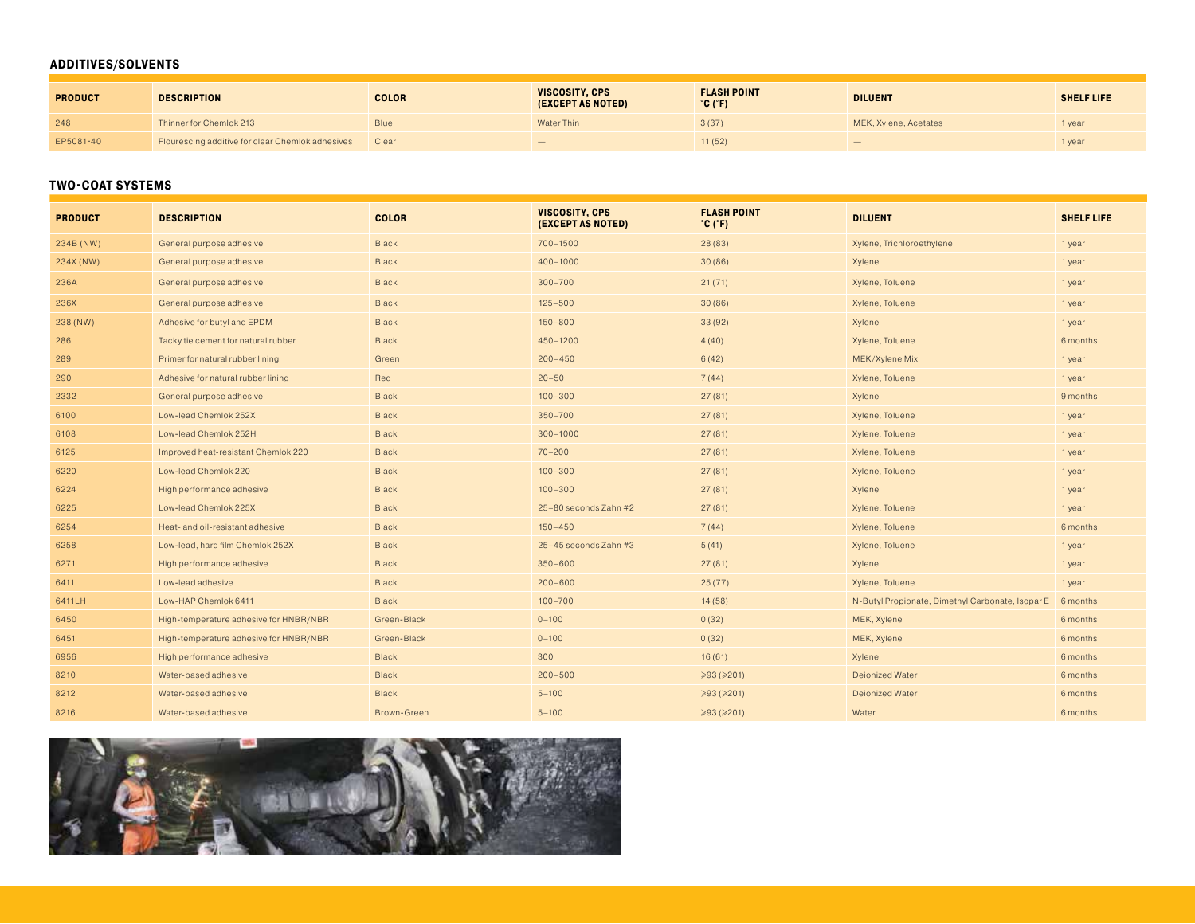## ADDITIVES/SOLVENTS

| PRODUCT | DESCRIPTION | COLOR | VISCOSITY, CPS (EXCEPT AS NOTED) | FLASH POINT °C (°F) | DILUENT | SHELF LIFE |
|---|---|---|---|---|---|---|
| 248 | Thinner for Chemlok 213 | Blue | Water Thin | 3 (37) | MEK, Xylene, Acetates | 1 year |
| EP5081-40 | Flourescing additive for clear Chemlok adhesives | Clear | — | 11 (52) | — | 1 year |

## TWO-COAT SYSTEMS

| PRODUCT | DESCRIPTION | COLOR | VISCOSITY, CPS (EXCEPT AS NOTED) | FLASH POINT °C (°F) | DILUENT | SHELF LIFE |
|---|---|---|---|---|---|---|
| 234B (NW) | General purpose adhesive | Black | 700–1500 | 28 (83) | Xylene, Trichloroethylene | 1 year |
| 234X (NW) | General purpose adhesive | Black | 400–1000 | 30 (86) | Xylene | 1 year |
| 236A | General purpose adhesive | Black | 300–700 | 21 (71) | Xylene, Toluene | 1 year |
| 236X | General purpose adhesive | Black | 125–500 | 30 (86) | Xylene, Toluene | 1 year |
| 238 (NW) | Adhesive for butyl and EPDM | Black | 150–800 | 33 (92) | Xylene | 1 year |
| 286 | Tacky tie cement for natural rubber | Black | 450–1200 | 4 (40) | Xylene, Toluene | 6 months |
| 289 | Primer for natural rubber lining | Green | 200–450 | 6 (42) | MEK/Xylene Mix | 1 year |
| 290 | Adhesive for natural rubber lining | Red | 20–50 | 7 (44) | Xylene, Toluene | 1 year |
| 2332 | General purpose adhesive | Black | 100–300 | 27 (81) | Xylene | 9 months |
| 6100 | Low-lead Chemlok 252X | Black | 350–700 | 27 (81) | Xylene, Toluene | 1 year |
| 6108 | Low-lead Chemlok 252H | Black | 300–1000 | 27 (81) | Xylene, Toluene | 1 year |
| 6125 | Improved heat-resistant Chemlok 220 | Black | 70–200 | 27 (81) | Xylene, Toluene | 1 year |
| 6220 | Low-lead Chemlok 220 | Black | 100–300 | 27 (81) | Xylene, Toluene | 1 year |
| 6224 | High performance adhesive | Black | 100–300 | 27 (81) | Xylene | 1 year |
| 6225 | Low-lead Chemlok 225X | Black | 25–80 seconds Zahn #2 | 27 (81) | Xylene, Toluene | 1 year |
| 6254 | Heat- and oil-resistant adhesive | Black | 150–450 | 7 (44) | Xylene, Toluene | 6 months |
| 6258 | Low-lead, hard film Chemlok 252X | Black | 25–45 seconds Zahn #3 | 5 (41) | Xylene, Toluene | 1 year |
| 6271 | High performance adhesive | Black | 350–600 | 27 (81) | Xylene | 1 year |
| 6411 | Low-lead adhesive | Black | 200–600 | 25 (77) | Xylene, Toluene | 1 year |
| 6411LH | Low-HAP Chemlok 6411 | Black | 100–700 | 14 (58) | N-Butyl Propionate, Dimethyl Carbonate, Isopar E | 6 months |
| 6450 | High-temperature adhesive for HNBR/NBR | Green-Black | 0–100 | 0 (32) | MEK, Xylene | 6 months |
| 6451 | High-temperature adhesive for HNBR/NBR | Green-Black | 0–100 | 0 (32) | MEK, Xylene | 6 months |
| 6956 | High performance adhesive | Black | 300 | 16 (61) | Xylene | 6 months |
| 8210 | Water-based adhesive | Black | 200–500 | ≥93 (≥201) | Deionized Water | 6 months |
| 8212 | Water-based adhesive | Black | 5–100 | ≥93 (≥201) | Deionized Water | 6 months |
| 8216 | Water-based adhesive | Brown-Green | 5–100 | ≥93 (≥201) | Water | 6 months |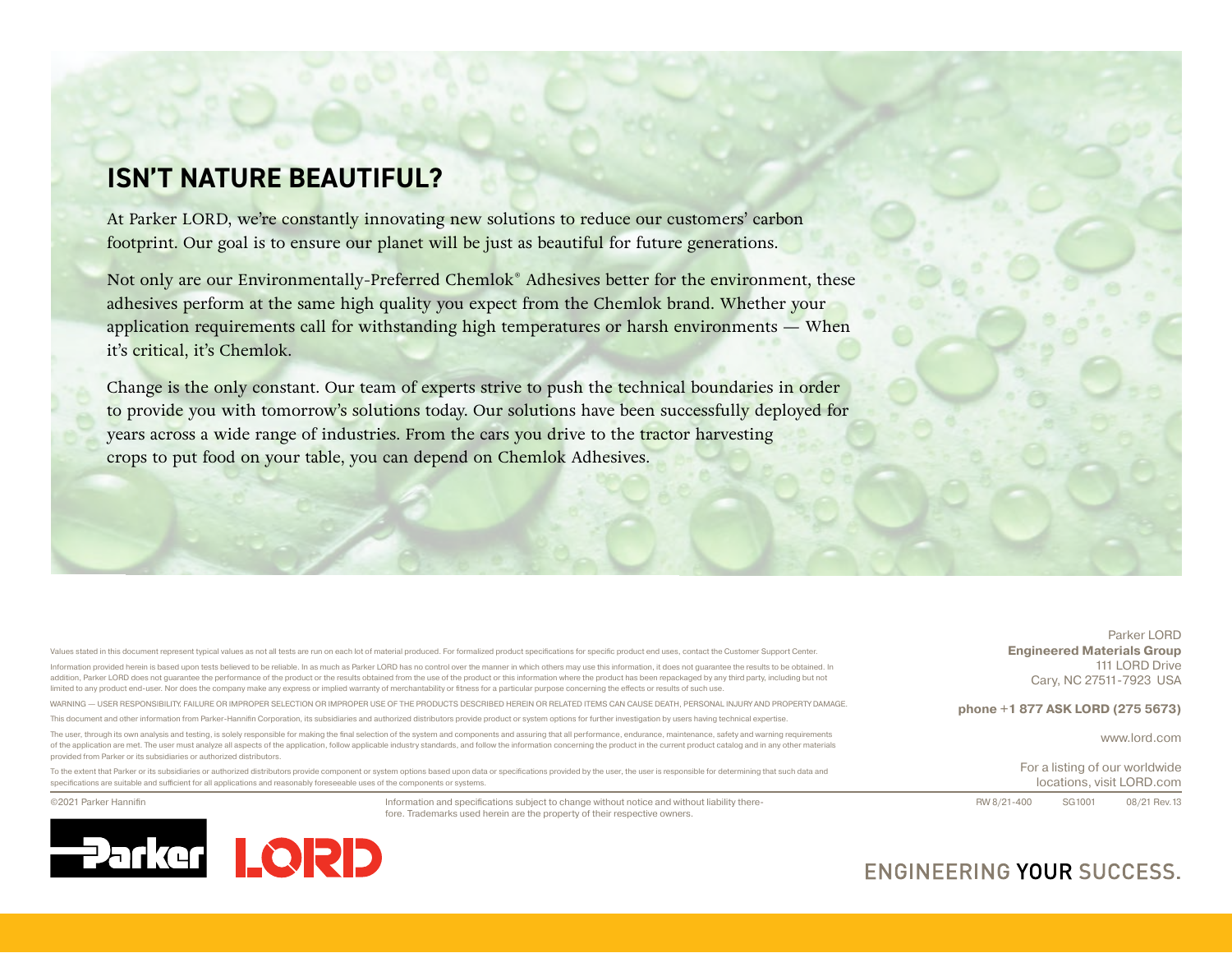## ISN'T NATURE BEAUTIFUL?

At Parker LORD, we're constantly innovating new solutions to reduce our customers' carbon footprint. Our goal is to ensure our planet will be just as beautiful for future generations.

Not only are our Environmentally-Preferred Chemlok® Adhesives better for the environment, these adhesives perform at the same high quality you expect from the Chemlok brand. Whether your application requirements call for withstanding high temperatures or harsh environments — When it's critical, it's Chemlok.

Change is the only constant. Our team of experts strive to push the technical boundaries in order to provide you with tomorrow's solutions today. Our solutions have been successfully deployed for years across a wide range of industries. From the cars you drive to the tractor harvesting crops to put food on your table, you can depend on Chemlok Adhesives.

Values stated in this document represent typical values as not all tests are run on each lot of material produced. For formalized product specifications for specific product end uses, contact the Customer Support Center.

Information provided herein is based upon tests believed to be reliable. In as much as Parker LORD has no control over the manner in which others may use this information, it does not guarantee the results to be obtained. In addition, Parker LORD does not guarantee the performance of the product or the results obtained from the use of the product or this information where the product has been repackaged by any third party, including but not limited to any product end-user. Nor does the company make any express or implied warranty of merchantability or fitness for a particular purpose concerning the effects or results of such use.

WARNING — USER RESPONSIBILITY. FAILURE OR IMPROPER SELECTION OR IMPROPER USE OF THE PRODUCTS DESCRIBED HEREIN OR RELATED ITEMS CAN CAUSE DEATH, PERSONAL INJURY AND PROPERTY DAMAGE.

This document and other information from Parker-Hannifin Corporation, its subsidiaries and authorized distributors provide product or system options for further investigation by users having technical expertise.

The user, through its own analysis and testing, is solely responsible for making the final selection of the system and components and assuring that all performance, endurance, maintenance, safety and warning requirements of the application are met. The user must analyze all aspects of the application, follow applicable industry standards, and follow the information concerning the product in the current product catalog and in any other materials provided from Parker or its subsidiaries or authorized distributors.

To the extent that Parker or its subsidiaries or authorized distributors provide component or system options based upon data or specifications provided by the user, the user is responsible for determining that such data and specifications are suitable and sufficient for all applications and reasonably foreseeable uses of the components or systems.

Parker LORD
**Engineered Materials Group**
111 LORD Drive
Cary, NC 27511-7923 USA

**phone +1 877 ASK LORD (275 5673)**

www.lord.com

For a listing of our worldwide locations, visit LORD.com

©2021 Parker Hannifin

Information and specifications subject to change without notice and without liability therefore. Trademarks used herein are the property of their respective owners.

RW 8/21-400 SG1001 08/21 Rev. 13

Parker LORD

ENGINEERING YOUR SUCCESS.